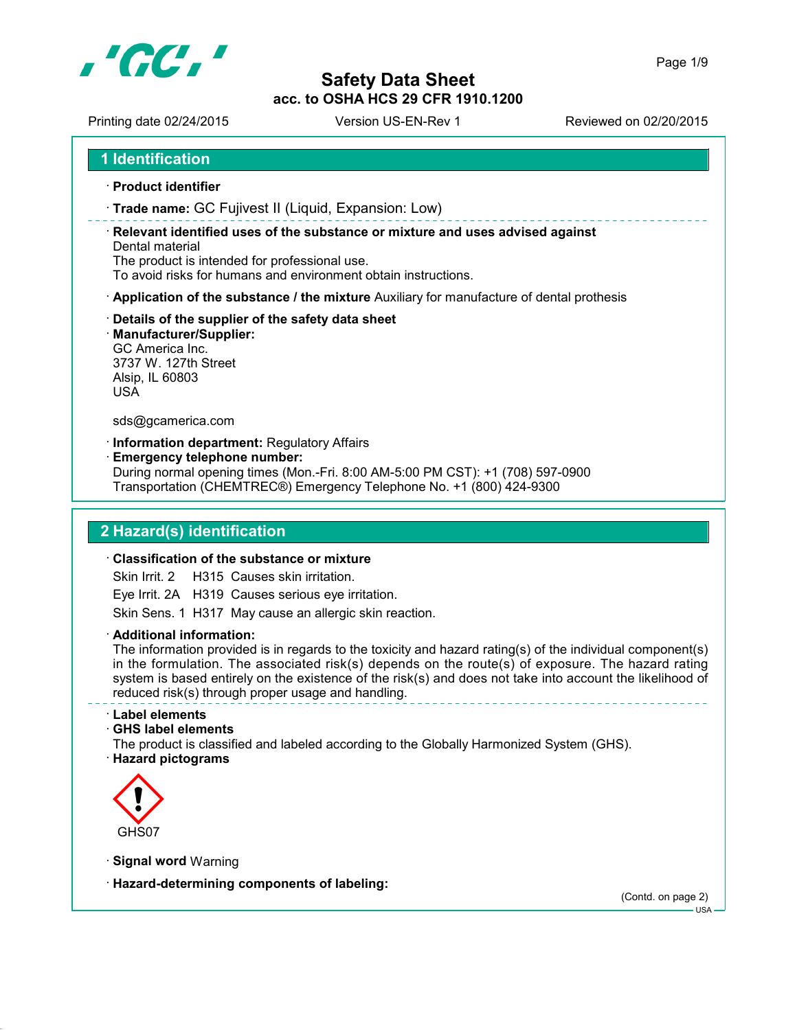# Safety Data Sheet

**acc. to OSHA HCS 29 CFR 1910.1200**

Printing date 02/24/2015 Version US-EN-Rev 1 Reviewed on 02/20/2015

## 1 Identification

· **Product identifier**

· **Trade name:** GC Fujivest II (Liquid, Expansion: Low)

· **Relevant identified uses of the substance or mixture and uses advised against**
Dental material
The product is intended for professional use.
To avoid risks for humans and environment obtain instructions.

· **Application of the substance / the mixture** Auxiliary for manufacture of dental prothesis

· **Details of the supplier of the safety data sheet**
· **Manufacturer/Supplier:**
GC America Inc.
3737 W. 127th Street
Alsip, IL 60803
USA

sds@gcamerica.com

· **Information department:** Regulatory Affairs
· **Emergency telephone number:**
During normal opening times (Mon.-Fri. 8:00 AM-5:00 PM CST): +1 (708) 597-0900
Transportation (CHEMTREC®) Emergency Telephone No. +1 (800) 424-9300

## 2 Hazard(s) identification

· **Classification of the substance or mixture**

| | | |
|---|---|---|
| Skin Irrit. 2 | H315 | Causes skin irritation. |
| Eye Irrit. 2A | H319 | Causes serious eye irritation. |
| Skin Sens. 1 | H317 | May cause an allergic skin reaction. |

· **Additional information:**
The information provided is in regards to the toxicity and hazard rating(s) of the individual component(s) in the formulation. The associated risk(s) depends on the route(s) of exposure. The hazard rating system is based entirely on the existence of the risk(s) and does not take into account the likelihood of reduced risk(s) through proper usage and handling.

· **Label elements**
· **GHS label elements**
The product is classified and labeled according to the Globally Harmonized System (GHS).
· **Hazard pictograms**

GHS07

· **Signal word** Warning

· **Hazard-determining components of labeling:**

(Contd. on page 2)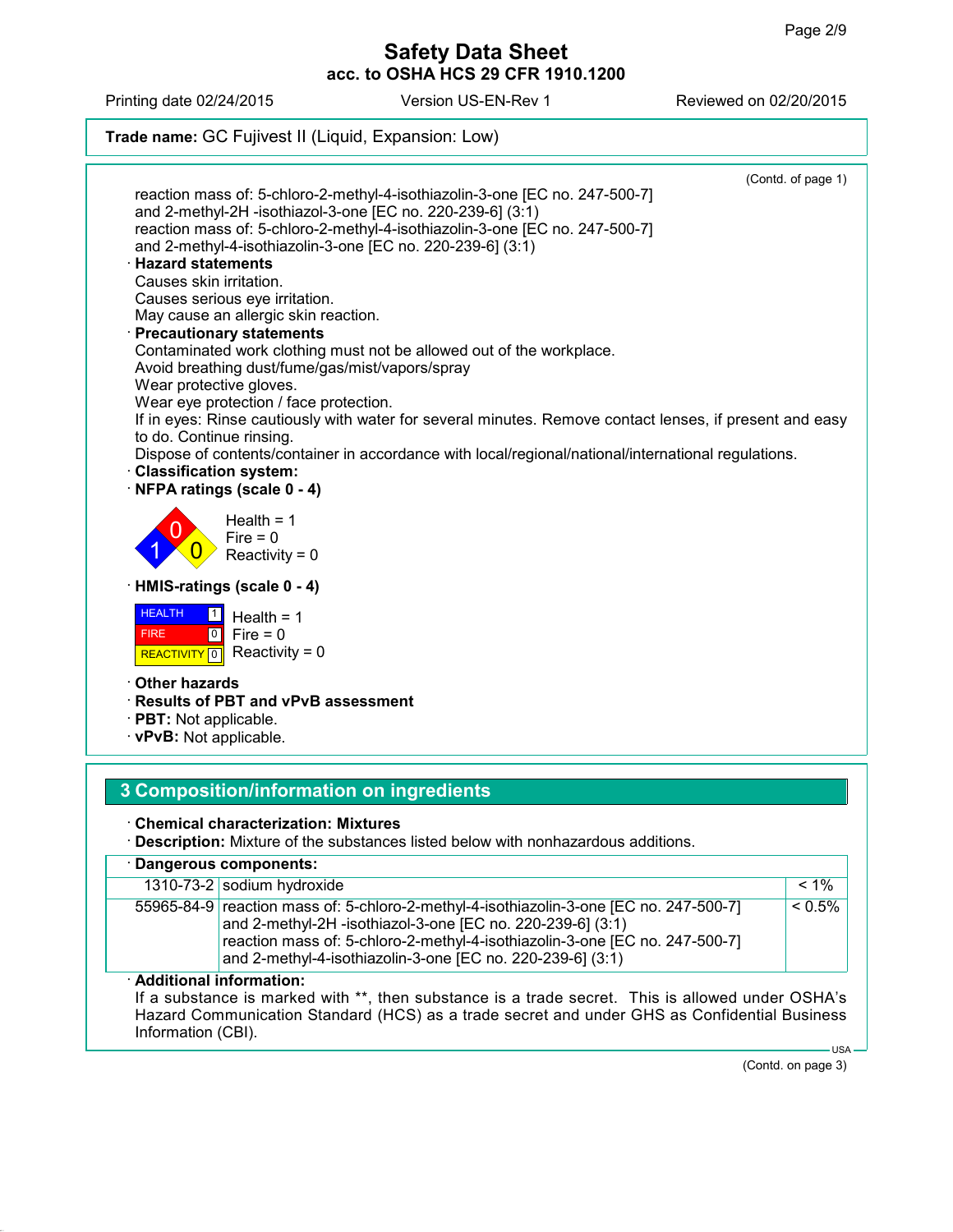**Trade name:** GC Fujivest II (Liquid, Expansion: Low)

(Contd. of page 1)

reaction mass of: 5-chloro-2-methyl-4-isothiazolin-3-one [EC no. 247-500-7] and 2-methyl-2H -isothiazol-3-one [EC no. 220-239-6] (3:1)
reaction mass of: 5-chloro-2-methyl-4-isothiazolin-3-one [EC no. 247-500-7] and 2-methyl-4-isothiazolin-3-one [EC no. 220-239-6] (3:1)

· **Hazard statements**
Causes skin irritation.
Causes serious eye irritation.
May cause an allergic skin reaction.

· **Precautionary statements**
Contaminated work clothing must not be allowed out of the workplace.
Avoid breathing dust/fume/gas/mist/vapors/spray
Wear protective gloves.
Wear eye protection / face protection.
If in eyes: Rinse cautiously with water for several minutes. Remove contact lenses, if present and easy to do. Continue rinsing.
Dispose of contents/container in accordance with local/regional/national/international regulations.

· **Classification system:**

· **NFPA ratings (scale 0 - 4)**

Health = 1
Fire = 0
Reactivity = 0

· **HMIS-ratings (scale 0 - 4)**

| | |
|---|---|
| HEALTH | 1 |
| FIRE | 0 |
| REACTIVITY | 0 |

Health = 1
Fire = 0
Reactivity = 0

· **Other hazards**

· **Results of PBT and vPvB assessment**

· **PBT:** Not applicable.

· **vPvB:** Not applicable.

## 3 Composition/information on ingredients

· **Chemical characterization: Mixtures**

· **Description:** Mixture of the substances listed below with nonhazardous additions.

· **Dangerous components:**

| | | |
|---|---|---|
| 1310-73-2 | sodium hydroxide | < 1% |
| 55965-84-9 | reaction mass of: 5-chloro-2-methyl-4-isothiazolin-3-one [EC no. 247-500-7] and 2-methyl-2H -isothiazol-3-one [EC no. 220-239-6] (3:1) reaction mass of: 5-chloro-2-methyl-4-isothiazolin-3-one [EC no. 247-500-7] and 2-methyl-4-isothiazolin-3-one [EC no. 220-239-6] (3:1) | < 0.5% |

· **Additional information:**
If a substance is marked with **, then substance is a trade secret. This is allowed under OSHA's Hazard Communication Standard (HCS) as a trade secret and under GHS as Confidential Business Information (CBI).

(Contd. on page 3)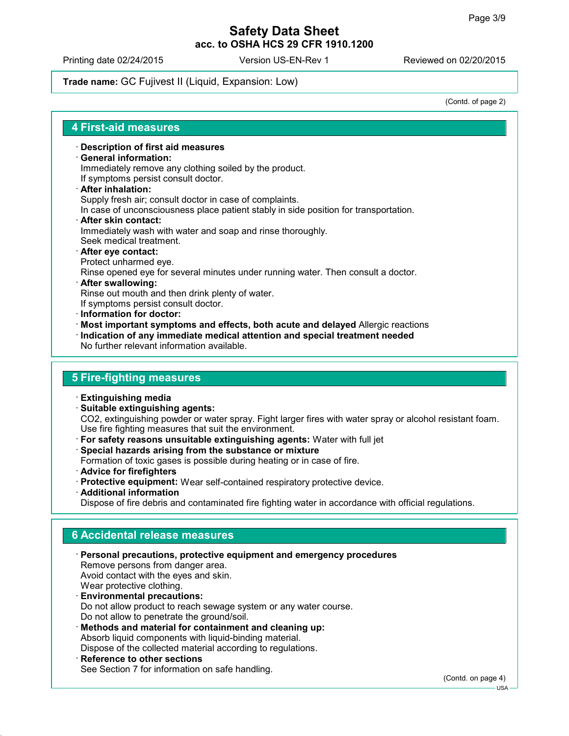Trade name: GC Fujivest II (Liquid, Expansion: Low)

(Contd. of page 2)

## 4 First-aid measures

· **Description of first aid measures**
· **General information:**
Immediately remove any clothing soiled by the product.
If symptoms persist consult doctor.
· **After inhalation:**
Supply fresh air; consult doctor in case of complaints.
In case of unconsciousness place patient stably in side position for transportation.
· **After skin contact:**
Immediately wash with water and soap and rinse thoroughly.
Seek medical treatment.
· **After eye contact:**
Protect unharmed eye.
Rinse opened eye for several minutes under running water. Then consult a doctor.
· **After swallowing:**
Rinse out mouth and then drink plenty of water.
If symptoms persist consult doctor.
· **Information for doctor:**
· **Most important symptoms and effects, both acute and delayed** Allergic reactions
· **Indication of any immediate medical attention and special treatment needed**
No further relevant information available.

## 5 Fire-fighting measures

· **Extinguishing media**
· **Suitable extinguishing agents:**
$CO_2$, extinguishing powder or water spray. Fight larger fires with water spray or alcohol resistant foam.
Use fire fighting measures that suit the environment.
· **For safety reasons unsuitable extinguishing agents:** Water with full jet
· **Special hazards arising from the substance or mixture**
Formation of toxic gases is possible during heating or in case of fire.
· **Advice for firefighters**
· **Protective equipment:** Wear self-contained respiratory protective device.
· **Additional information**
Dispose of fire debris and contaminated fire fighting water in accordance with official regulations.

## 6 Accidental release measures

· **Personal precautions, protective equipment and emergency procedures**
Remove persons from danger area.
Avoid contact with the eyes and skin.
Wear protective clothing.
· **Environmental precautions:**
Do not allow product to reach sewage system or any water course.
Do not allow to penetrate the ground/soil.
· **Methods and material for containment and cleaning up:**
Absorb liquid components with liquid-binding material.
Dispose of the collected material according to regulations.
· **Reference to other sections**
See Section 7 for information on safe handling.

(Contd. on page 4)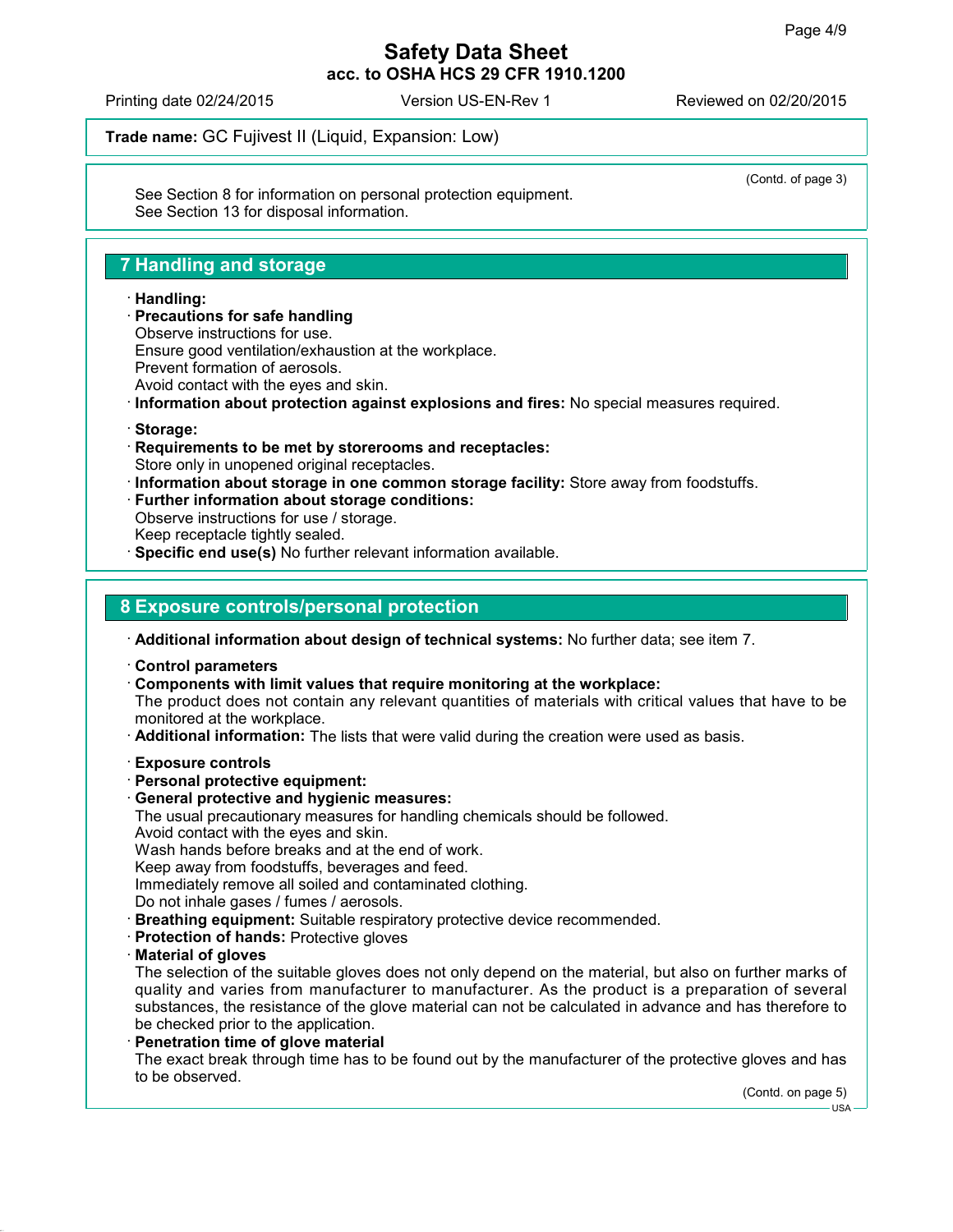(Contd. of page 3)

See Section 8 for information on personal protection equipment.
See Section 13 for disposal information.

## 7 Handling and storage

· **Handling:**
· **Precautions for safe handling**
Observe instructions for use.
Ensure good ventilation/exhaustion at the workplace.
Prevent formation of aerosols.
Avoid contact with the eyes and skin.
· **Information about protection against explosions and fires:** No special measures required.

· **Storage:**
· **Requirements to be met by storerooms and receptacles:**
Store only in unopened original receptacles.
· **Information about storage in one common storage facility:** Store away from foodstuffs.
· **Further information about storage conditions:**
Observe instructions for use / storage.
Keep receptacle tightly sealed.
· **Specific end use(s)** No further relevant information available.

## 8 Exposure controls/personal protection

· **Additional information about design of technical systems:** No further data; see item 7.

· **Control parameters**
· **Components with limit values that require monitoring at the workplace:**
The product does not contain any relevant quantities of materials with critical values that have to be monitored at the workplace.
· **Additional information:** The lists that were valid during the creation were used as basis.

· **Exposure controls**
· **Personal protective equipment:**
· **General protective and hygienic measures:**
The usual precautionary measures for handling chemicals should be followed.
Avoid contact with the eyes and skin.
Wash hands before breaks and at the end of work.
Keep away from foodstuffs, beverages and feed.
Immediately remove all soiled and contaminated clothing.
Do not inhale gases / fumes / aerosols.
· **Breathing equipment:** Suitable respiratory protective device recommended.
· **Protection of hands:** Protective gloves
· **Material of gloves**
The selection of the suitable gloves does not only depend on the material, but also on further marks of quality and varies from manufacturer to manufacturer. As the product is a preparation of several substances, the resistance of the glove material can not be calculated in advance and has therefore to be checked prior to the application.
· **Penetration time of glove material**
The exact break through time has to be found out by the manufacturer of the protective gloves and has to be observed.

(Contd. on page 5)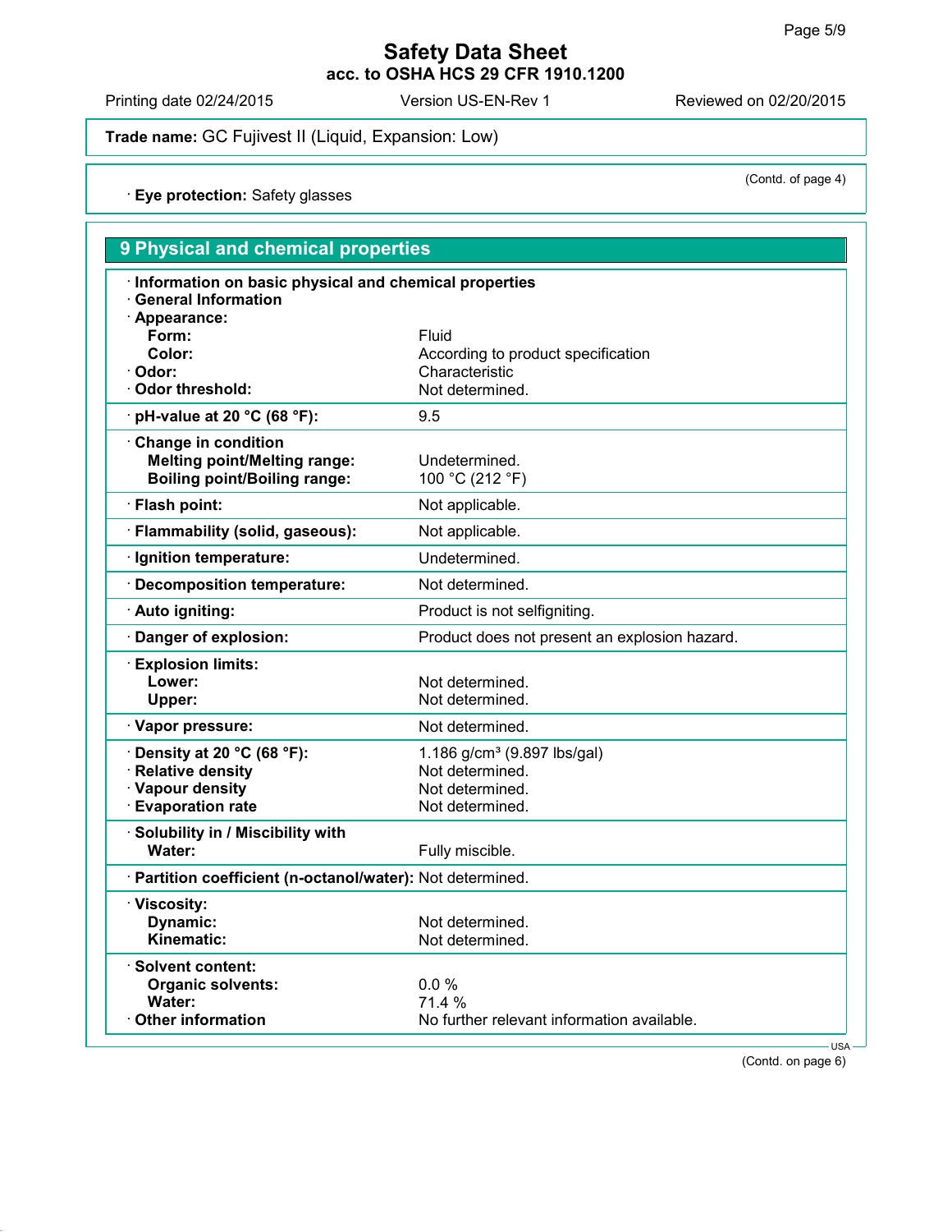# Safety Data Sheet

**acc. to OSHA HCS 29 CFR 1910.1200**

Printing date 02/24/2015 | Version US-EN-Rev 1 | Reviewed on 02/20/2015

**Trade name:** GC Fujivest II (Liquid, Expansion: Low)

(Contd. of page 4)

· **Eye protection:** Safety glasses

## 9 Physical and chemical properties

· **Information on basic physical and chemical properties**
· **General Information**
· **Appearance:**

| | |
|---|---|
| **Form:** | Fluid |
| **Color:** | According to product specification |
| · **Odor:** | Characteristic |
| · **Odor threshold:** | Not determined. |
| · **pH-value at 20 °C (68 °F):** | 9.5 |
| · **Change in condition** | |
| **Melting point/Melting range:** | Undetermined. |
| **Boiling point/Boiling range:** | 100 °C (212 °F) |
| · **Flash point:** | Not applicable. |
| · **Flammability (solid, gaseous):** | Not applicable. |
| · **Ignition temperature:** | Undetermined. |
| · **Decomposition temperature:** | Not determined. |
| · **Auto igniting:** | Product is not selfigniting. |
| · **Danger of explosion:** | Product does not present an explosion hazard. |
| · **Explosion limits:** | |
| **Lower:** | Not determined. |
| **Upper:** | Not determined. |
| · **Vapor pressure:** | Not determined. |
| · **Density at 20 °C (68 °F):** | 1.186 g/cm³ (9.897 lbs/gal) |
| · **Relative density** | Not determined. |
| · **Vapour density** | Not determined. |
| · **Evaporation rate** | Not determined. |
| · **Solubility in / Miscibility with** | |
| **Water:** | Fully miscible. |
| · **Partition coefficient (n-octanol/water):** | Not determined. |
| · **Viscosity:** | |
| **Dynamic:** | Not determined. |
| **Kinematic:** | Not determined. |
| · **Solvent content:** | |
| **Organic solvents:** | 0.0 % |
| **Water:** | 71.4 % |
| · **Other information** | No further relevant information available. |

(Contd. on page 6)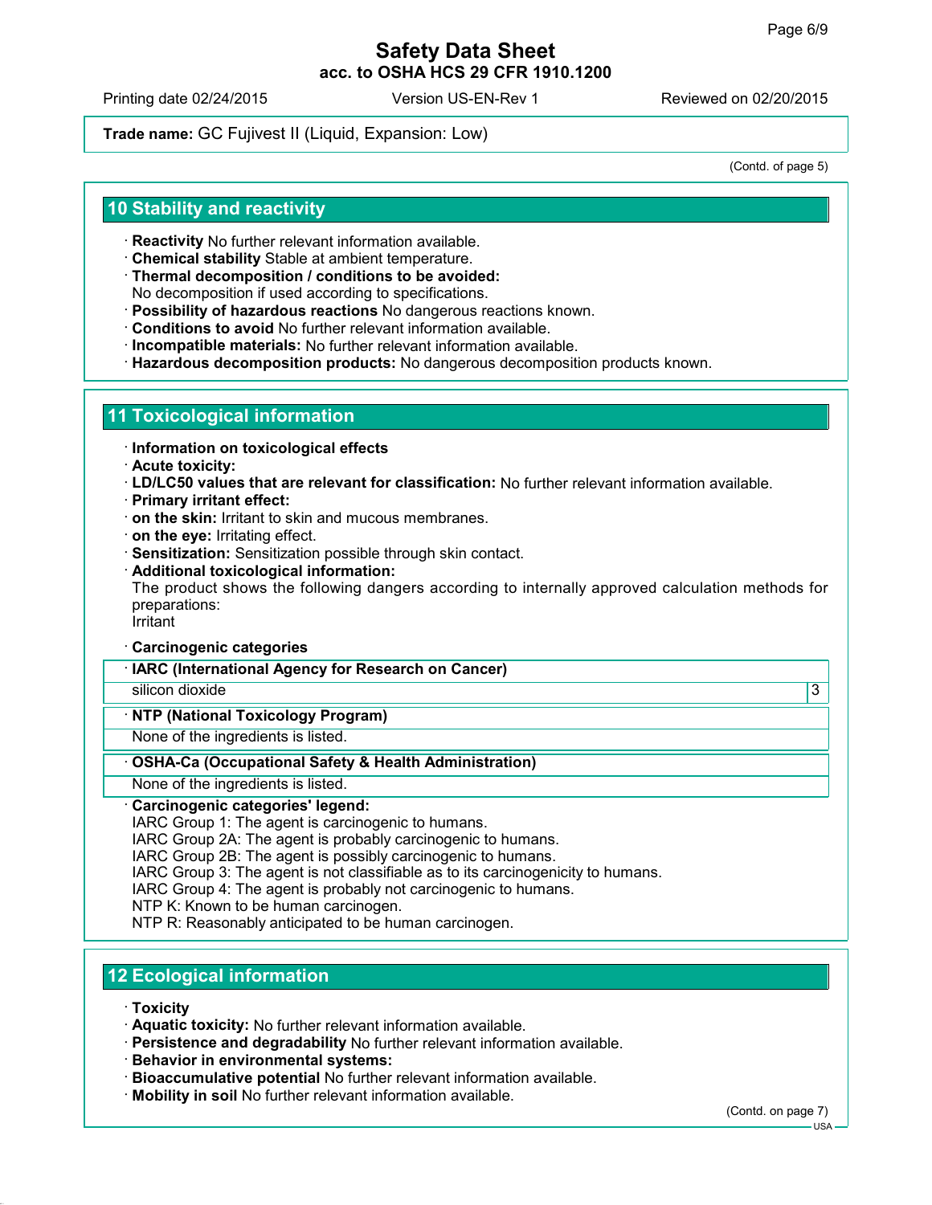Trade name: GC Fujivest II (Liquid, Expansion: Low)

(Contd. of page 5)

## 10 Stability and reactivity

- **Reactivity** No further relevant information available.
- **Chemical stability** Stable at ambient temperature.
- **Thermal decomposition / conditions to be avoided:**
  No decomposition if used according to specifications.
- **Possibility of hazardous reactions** No dangerous reactions known.
- **Conditions to avoid** No further relevant information available.
- **Incompatible materials:** No further relevant information available.
- **Hazardous decomposition products:** No dangerous decomposition products known.

## 11 Toxicological information

- **Information on toxicological effects**
- **Acute toxicity:**
- **LD/LC50 values that are relevant for classification:** No further relevant information available.
- **Primary irritant effect:**
- **on the skin:** Irritant to skin and mucous membranes.
- **on the eye:** Irritating effect.
- **Sensitization:** Sensitization possible through skin contact.
- **Additional toxicological information:**
  The product shows the following dangers according to internally approved calculation methods for preparations:
  Irritant

- **Carcinogenic categories**

| · IARC (International Agency for Research on Cancer) | |
|---|---|
| silicon dioxide | 3 |

| · NTP (National Toxicology Program) |
|---|
| None of the ingredients is listed. |

| · OSHA-Ca (Occupational Safety & Health Administration) |
|---|
| None of the ingredients is listed. |

- **Carcinogenic categories' legend:**
  IARC Group 1: The agent is carcinogenic to humans.
  IARC Group 2A: The agent is probably carcinogenic to humans.
  IARC Group 2B: The agent is possibly carcinogenic to humans.
  IARC Group 3: The agent is not classifiable as to its carcinogenicity to humans.
  IARC Group 4: The agent is probably not carcinogenic to humans.
  NTP K: Known to be human carcinogen.
  NTP R: Reasonably anticipated to be human carcinogen.

## 12 Ecological information

- **Toxicity**
- **Aquatic toxicity:** No further relevant information available.
- **Persistence and degradability** No further relevant information available.
- **Behavior in environmental systems:**
- **Bioaccumulative potential** No further relevant information available.
- **Mobility in soil** No further relevant information available.

(Contd. on page 7)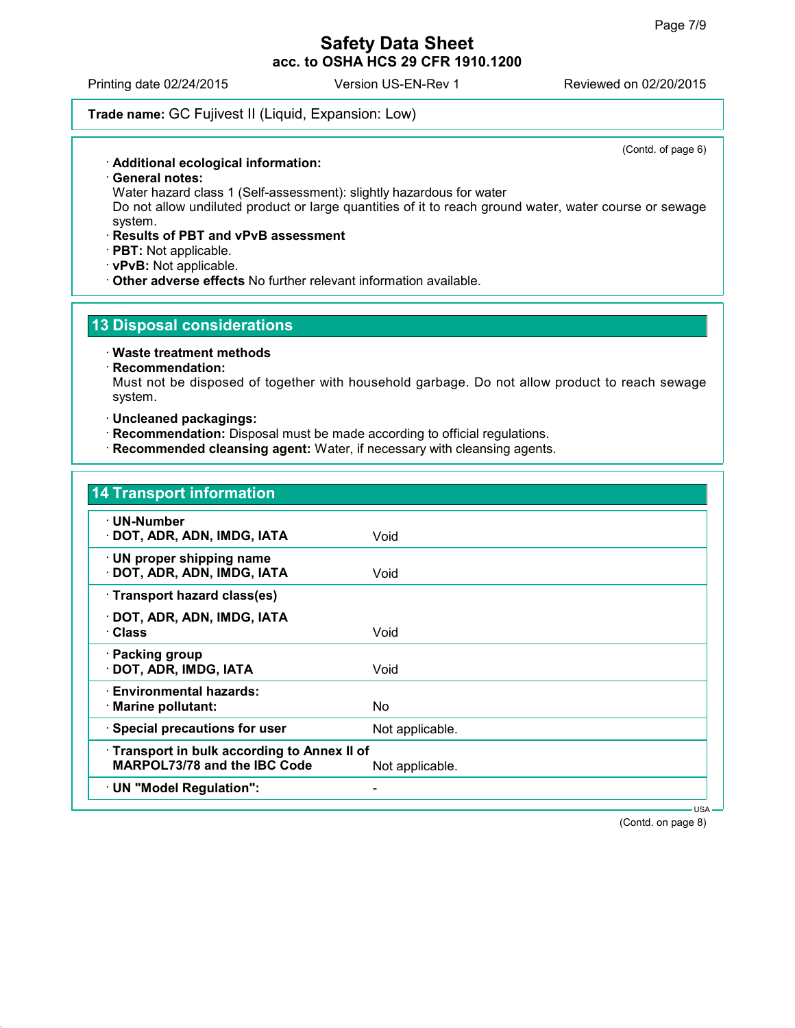Trade name: GC Fujivest II (Liquid, Expansion: Low)

(Contd. of page 6)

· **Additional ecological information:**
· **General notes:**
Water hazard class 1 (Self-assessment): slightly hazardous for water
Do not allow undiluted product or large quantities of it to reach ground water, water course or sewage system.
· **Results of PBT and vPvB assessment**
· **PBT:** Not applicable.
· **vPvB:** Not applicable.
· **Other adverse effects** No further relevant information available.

## 13 Disposal considerations

· **Waste treatment methods**
· **Recommendation:**
Must not be disposed of together with household garbage. Do not allow product to reach sewage system.

· **Uncleaned packagings:**
· **Recommendation:** Disposal must be made according to official regulations.
· **Recommended cleansing agent:** Water, if necessary with cleansing agents.

## 14 Transport information

| | |
|---|---|
| · **UN-Number**<br>· **DOT, ADR, ADN, IMDG, IATA** | Void |
| · **UN proper shipping name**<br>· **DOT, ADR, ADN, IMDG, IATA** | Void |
| · **Transport hazard class(es)**<br>· **DOT, ADR, ADN, IMDG, IATA**<br>· **Class** | Void |
| · **Packing group**<br>· **DOT, ADR, IMDG, IATA** | Void |
| · **Environmental hazards:**<br>· **Marine pollutant:** | No |
| · **Special precautions for user** | Not applicable. |
| · **Transport in bulk according to Annex II of MARPOL73/78 and the IBC Code** | Not applicable. |
| · **UN "Model Regulation":** | - |

(Contd. on page 8)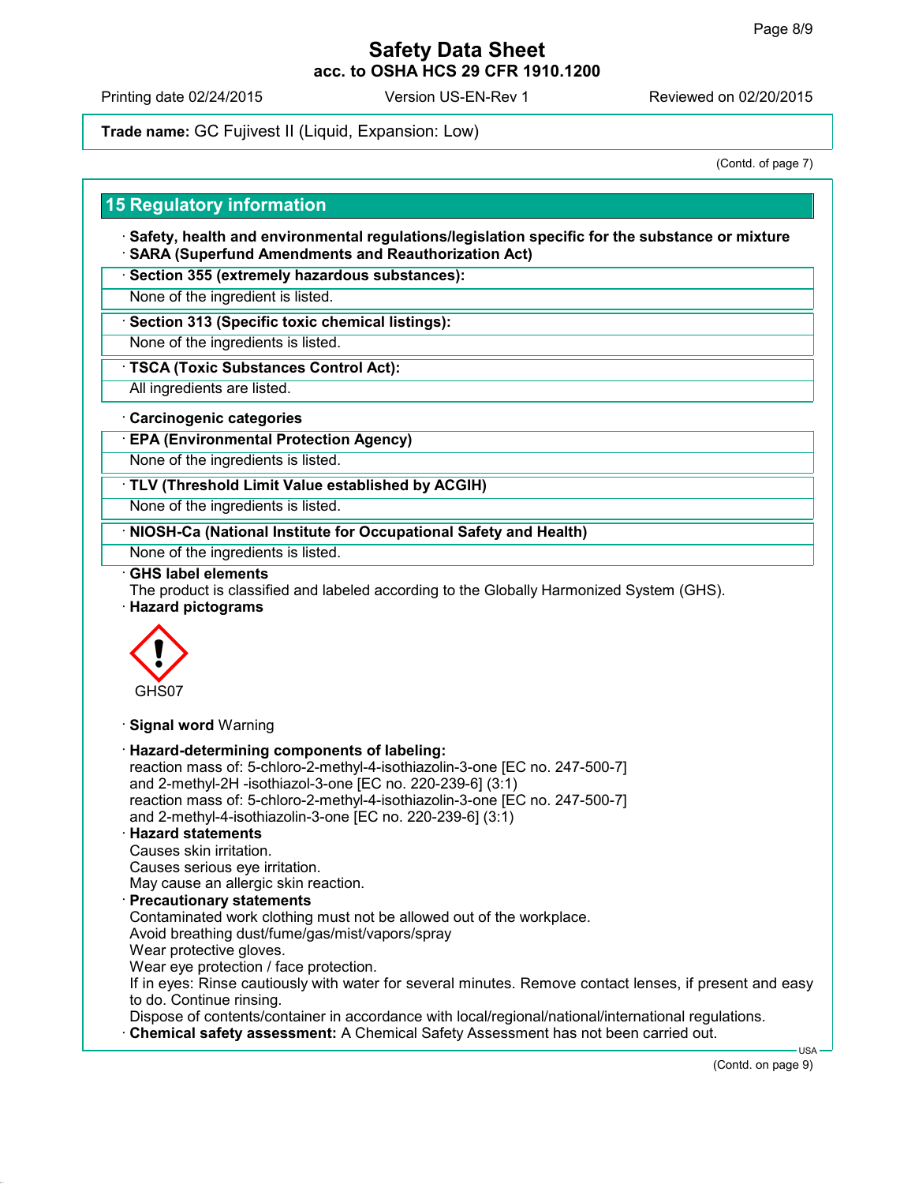# Safety Data Sheet
**acc. to OSHA HCS 29 CFR 1910.1200**

Printing date 02/24/2015 Version US-EN-Rev 1 Reviewed on 02/20/2015

**Trade name:** GC Fujivest II (Liquid, Expansion: Low)

(Contd. of page 7)

## 15 Regulatory information

· **Safety, health and environmental regulations/legislation specific for the substance or mixture**
· **SARA (Superfund Amendments and Reauthorization Act)**

· **Section 355 (extremely hazardous substances):**
None of the ingredient is listed.

· **Section 313 (Specific toxic chemical listings):**
None of the ingredients is listed.

· **TSCA (Toxic Substances Control Act):**
All ingredients are listed.

· **Carcinogenic categories**

· **EPA (Environmental Protection Agency)**
None of the ingredients is listed.

· **TLV (Threshold Limit Value established by ACGIH)**
None of the ingredients is listed.

· **NIOSH-Ca (National Institute for Occupational Safety and Health)**
None of the ingredients is listed.

· **GHS label elements**
The product is classified and labeled according to the Globally Harmonized System (GHS).
· **Hazard pictograms**

GHS07

· **Signal word** Warning

· **Hazard-determining components of labeling:**
reaction mass of: 5-chloro-2-methyl-4-isothiazolin-3-one [EC no. 247-500-7] and 2-methyl-2H -isothiazol-3-one [EC no. 220-239-6] (3:1)
reaction mass of: 5-chloro-2-methyl-4-isothiazolin-3-one [EC no. 247-500-7] and 2-methyl-4-isothiazolin-3-one [EC no. 220-239-6] (3:1)
· **Hazard statements**
Causes skin irritation.
Causes serious eye irritation.
May cause an allergic skin reaction.
· **Precautionary statements**
Contaminated work clothing must not be allowed out of the workplace.
Avoid breathing dust/fume/gas/mist/vapors/spray
Wear protective gloves.
Wear eye protection / face protection.
If in eyes: Rinse cautiously with water for several minutes. Remove contact lenses, if present and easy to do. Continue rinsing.
Dispose of contents/container in accordance with local/regional/national/international regulations.
· **Chemical safety assessment:** A Chemical Safety Assessment has not been carried out.

(Contd. on page 9)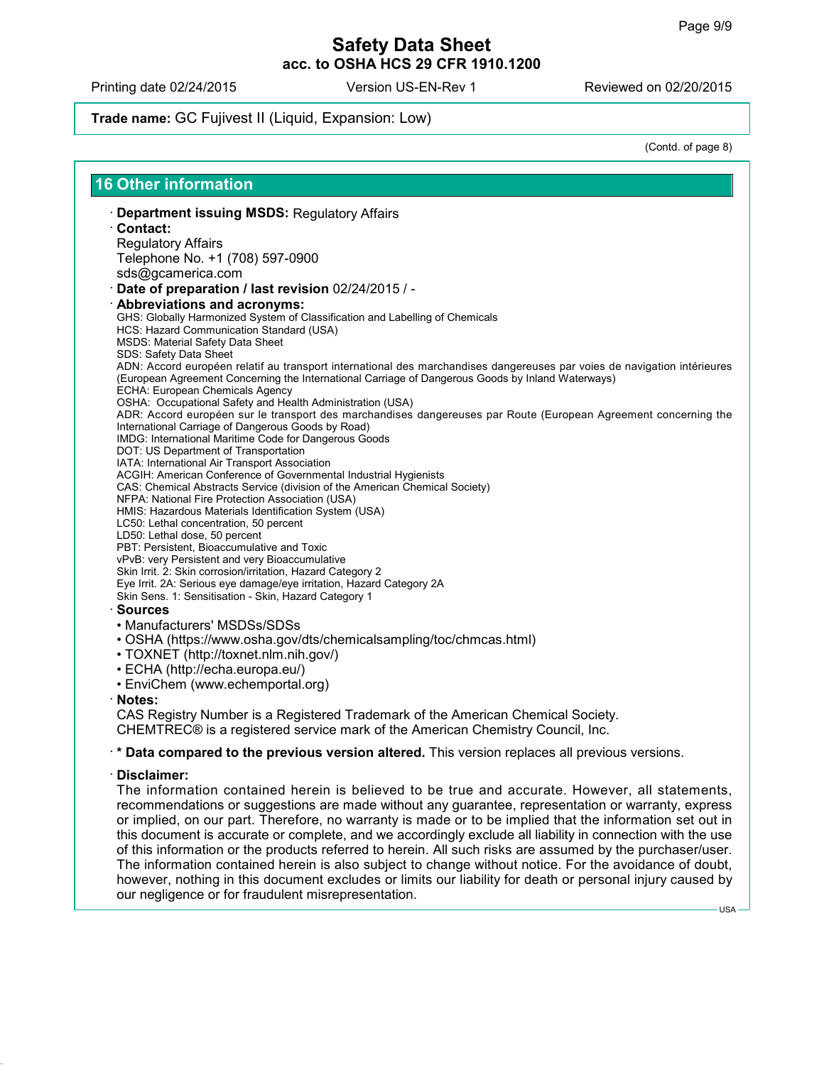**Trade name:** GC Fujivest II (Liquid, Expansion: Low)

(Contd. of page 8)

## 16 Other information

· **Department issuing MSDS:** Regulatory Affairs

· **Contact:**
Regulatory Affairs
Telephone No. +1 (708) 597-0900
sds@gcamerica.com

· **Date of preparation / last revision** 02/24/2015 / -

· **Abbreviations and acronyms:**
GHS: Globally Harmonized System of Classification and Labelling of Chemicals
HCS: Hazard Communication Standard (USA)
MSDS: Material Safety Data Sheet
SDS: Safety Data Sheet
ADN: Accord européen relatif au transport international des marchandises dangereuses par voies de navigation intérieures (European Agreement Concerning the International Carriage of Dangerous Goods by Inland Waterways)
ECHA: European Chemicals Agency
OSHA: Occupational Safety and Health Administration (USA)
ADR: Accord européen sur le transport des marchandises dangereuses par Route (European Agreement concerning the International Carriage of Dangerous Goods by Road)
IMDG: International Maritime Code for Dangerous Goods
DOT: US Department of Transportation
IATA: International Air Transport Association
ACGIH: American Conference of Governmental Industrial Hygienists
CAS: Chemical Abstracts Service (division of the American Chemical Society)
NFPA: National Fire Protection Association (USA)
HMIS: Hazardous Materials Identification System (USA)
LC50: Lethal concentration, 50 percent
LD50: Lethal dose, 50 percent
PBT: Persistent, Bioaccumulative and Toxic
vPvB: very Persistent and very Bioaccumulative
Skin Irrit. 2: Skin corrosion/irritation, Hazard Category 2
Eye Irrit. 2A: Serious eye damage/eye irritation, Hazard Category 2A
Skin Sens. 1: Sensitisation - Skin, Hazard Category 1

· **Sources**
- Manufacturers' MSDSs/SDSs
- OSHA (https://www.osha.gov/dts/chemicalsampling/toc/chmcas.html)
- TOXNET (http://toxnet.nlm.nih.gov/)
- ECHA (http://echa.europa.eu/)
- EnviChem (www.echemportal.org)

· **Notes:**
CAS Registry Number is a Registered Trademark of the American Chemical Society.
CHEMTREC® is a registered service mark of the American Chemistry Council, Inc.

· **\* Data compared to the previous version altered.** This version replaces all previous versions.

· **Disclaimer:**
The information contained herein is believed to be true and accurate. However, all statements, recommendations or suggestions are made without any guarantee, representation or warranty, express or implied, on our part. Therefore, no warranty is made or to be implied that the information set out in this document is accurate or complete, and we accordingly exclude all liability in connection with the use of this information or the products referred to herein. All such risks are assumed by the purchaser/user. The information contained herein is also subject to change without notice. For the avoidance of doubt, however, nothing in this document excludes or limits our liability for death or personal injury caused by our negligence or for fraudulent misrepresentation.